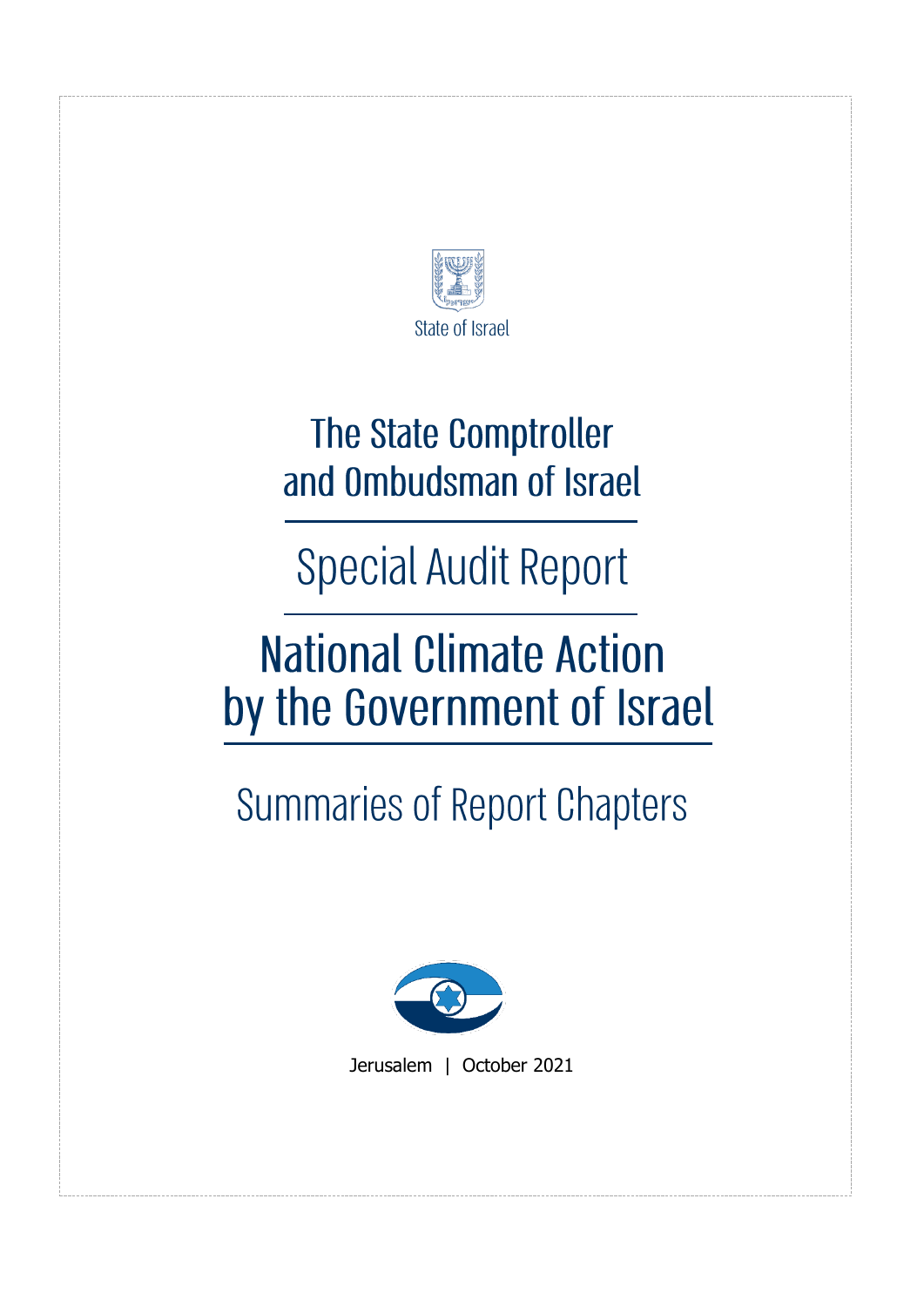State of Israel

# The State Comptroller and Ombudsman of Israel

## Special Audit Report

# National Climate Action by the Government of Israel

## Summaries of Report Chapters

Jerusalem | October 2021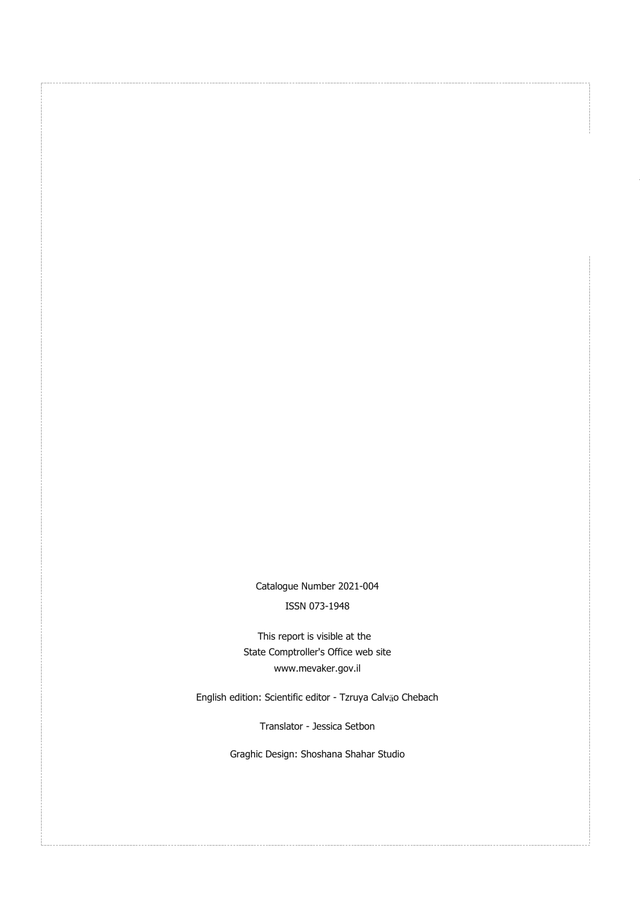Catalogue Number 2021-004

ISSN 073-1948

This report is visible at the
State Comptroller's Office web site
www.mevaker.gov.il

English edition: Scientific editor - Tzruya Calväo Chebach

Translator - Jessica Setbon

Graghic Design: Shoshana Shahar Studio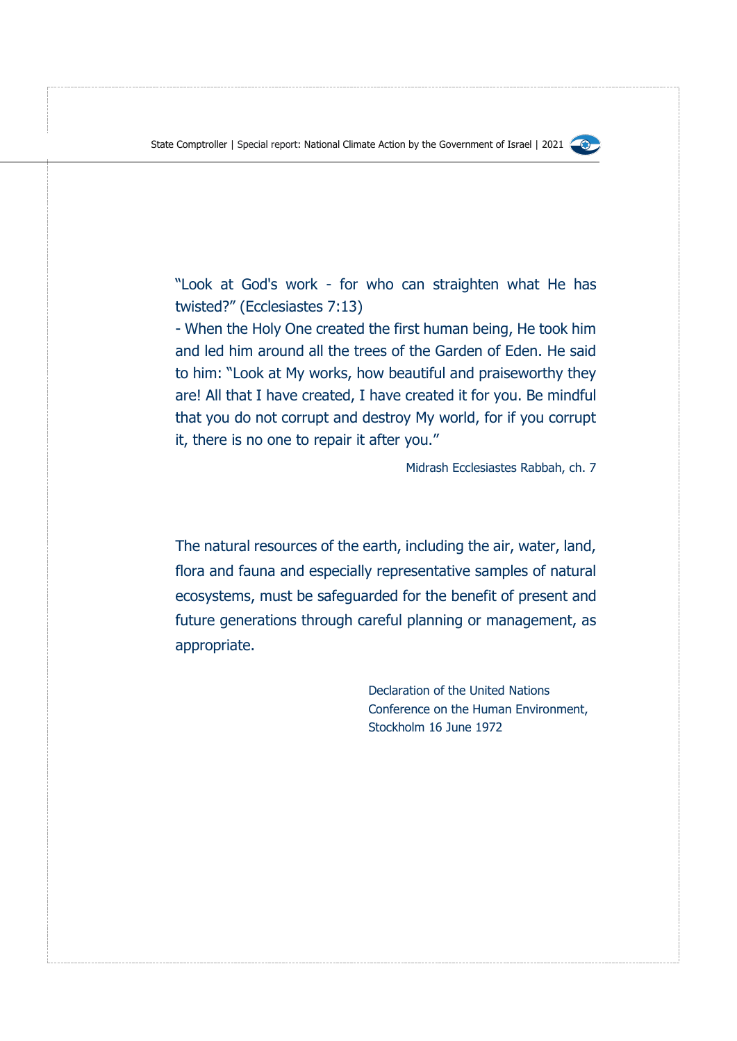"Look at God's work - for who can straighten what He has twisted?" (Ecclesiastes 7:13)

- When the Holy One created the first human being, He took him and led him around all the trees of the Garden of Eden. He said to him: "Look at My works, how beautiful and praiseworthy they are! All that I have created, I have created it for you. Be mindful that you do not corrupt and destroy My world, for if you corrupt it, there is no one to repair it after you."

Midrash Ecclesiastes Rabbah, ch. 7

The natural resources of the earth, including the air, water, land, flora and fauna and especially representative samples of natural ecosystems, must be safeguarded for the benefit of present and future generations through careful planning or management, as appropriate.

Declaration of the United Nations Conference on the Human Environment, Stockholm 16 June 1972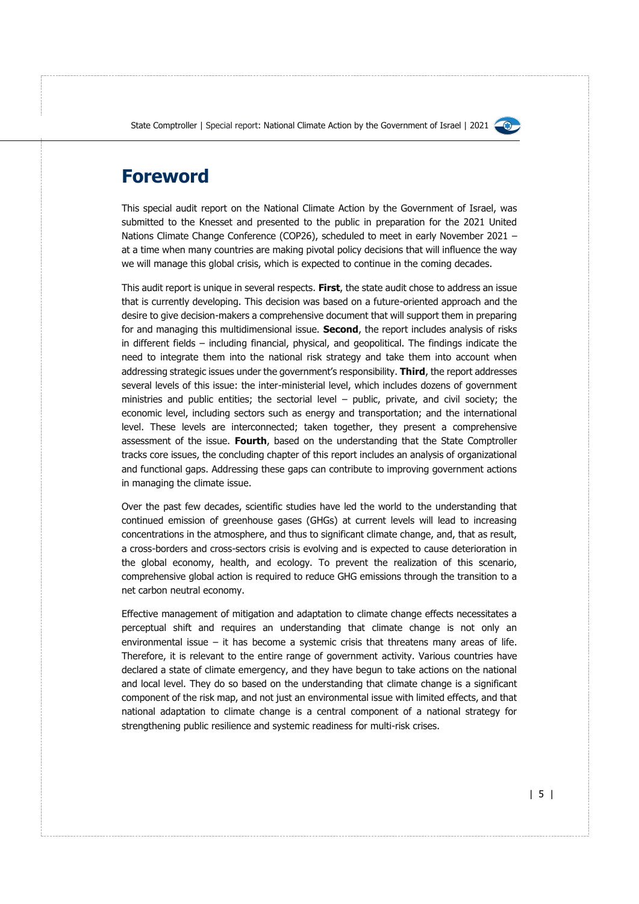# Foreword

This special audit report on the National Climate Action by the Government of Israel, was submitted to the Knesset and presented to the public in preparation for the 2021 United Nations Climate Change Conference (COP26), scheduled to meet in early November 2021 – at a time when many countries are making pivotal policy decisions that will influence the way we will manage this global crisis, which is expected to continue in the coming decades.

This audit report is unique in several respects. **First**, the state audit chose to address an issue that is currently developing. This decision was based on a future-oriented approach and the desire to give decision-makers a comprehensive document that will support them in preparing for and managing this multidimensional issue. **Second**, the report includes analysis of risks in different fields – including financial, physical, and geopolitical. The findings indicate the need to integrate them into the national risk strategy and take them into account when addressing strategic issues under the government's responsibility. **Third**, the report addresses several levels of this issue: the inter-ministerial level, which includes dozens of government ministries and public entities; the sectorial level – public, private, and civil society; the economic level, including sectors such as energy and transportation; and the international level. These levels are interconnected; taken together, they present a comprehensive assessment of the issue. **Fourth**, based on the understanding that the State Comptroller tracks core issues, the concluding chapter of this report includes an analysis of organizational and functional gaps. Addressing these gaps can contribute to improving government actions in managing the climate issue.

Over the past few decades, scientific studies have led the world to the understanding that continued emission of greenhouse gases (GHGs) at current levels will lead to increasing concentrations in the atmosphere, and thus to significant climate change, and, that as result, a cross-borders and cross-sectors crisis is evolving and is expected to cause deterioration in the global economy, health, and ecology. To prevent the realization of this scenario, comprehensive global action is required to reduce GHG emissions through the transition to a net carbon neutral economy.

Effective management of mitigation and adaptation to climate change effects necessitates a perceptual shift and requires an understanding that climate change is not only an environmental issue – it has become a systemic crisis that threatens many areas of life. Therefore, it is relevant to the entire range of government activity. Various countries have declared a state of climate emergency, and they have begun to take actions on the national and local level. They do so based on the understanding that climate change is a significant component of the risk map, and not just an environmental issue with limited effects, and that national adaptation to climate change is a central component of a national strategy for strengthening public resilience and systemic readiness for multi-risk crises.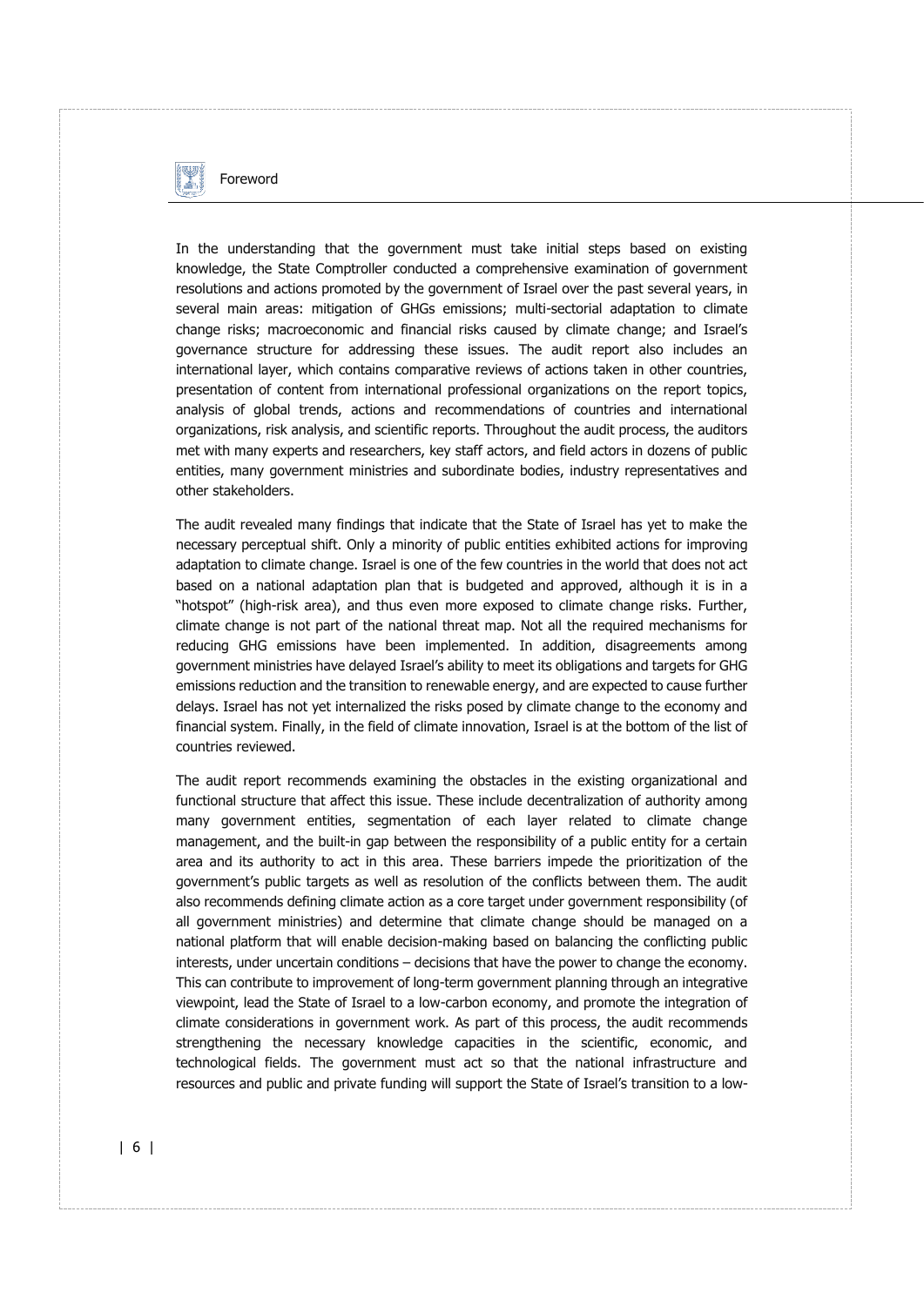In the understanding that the government must take initial steps based on existing knowledge, the State Comptroller conducted a comprehensive examination of government resolutions and actions promoted by the government of Israel over the past several years, in several main areas: mitigation of GHGs emissions; multi-sectorial adaptation to climate change risks; macroeconomic and financial risks caused by climate change; and Israel's governance structure for addressing these issues. The audit report also includes an international layer, which contains comparative reviews of actions taken in other countries, presentation of content from international professional organizations on the report topics, analysis of global trends, actions and recommendations of countries and international organizations, risk analysis, and scientific reports. Throughout the audit process, the auditors met with many experts and researchers, key staff actors, and field actors in dozens of public entities, many government ministries and subordinate bodies, industry representatives and other stakeholders.

The audit revealed many findings that indicate that the State of Israel has yet to make the necessary perceptual shift. Only a minority of public entities exhibited actions for improving adaptation to climate change. Israel is one of the few countries in the world that does not act based on a national adaptation plan that is budgeted and approved, although it is in a "hotspot" (high-risk area), and thus even more exposed to climate change risks. Further, climate change is not part of the national threat map. Not all the required mechanisms for reducing GHG emissions have been implemented. In addition, disagreements among government ministries have delayed Israel's ability to meet its obligations and targets for GHG emissions reduction and the transition to renewable energy, and are expected to cause further delays. Israel has not yet internalized the risks posed by climate change to the economy and financial system. Finally, in the field of climate innovation, Israel is at the bottom of the list of countries reviewed.

The audit report recommends examining the obstacles in the existing organizational and functional structure that affect this issue. These include decentralization of authority among many government entities, segmentation of each layer related to climate change management, and the built-in gap between the responsibility of a public entity for a certain area and its authority to act in this area. These barriers impede the prioritization of the government's public targets as well as resolution of the conflicts between them. The audit also recommends defining climate action as a core target under government responsibility (of all government ministries) and determine that climate change should be managed on a national platform that will enable decision-making based on balancing the conflicting public interests, under uncertain conditions – decisions that have the power to change the economy. This can contribute to improvement of long-term government planning through an integrative viewpoint, lead the State of Israel to a low-carbon economy, and promote the integration of climate considerations in government work. As part of this process, the audit recommends strengthening the necessary knowledge capacities in the scientific, economic, and technological fields. The government must act so that the national infrastructure and resources and public and private funding will support the State of Israel's transition to a low-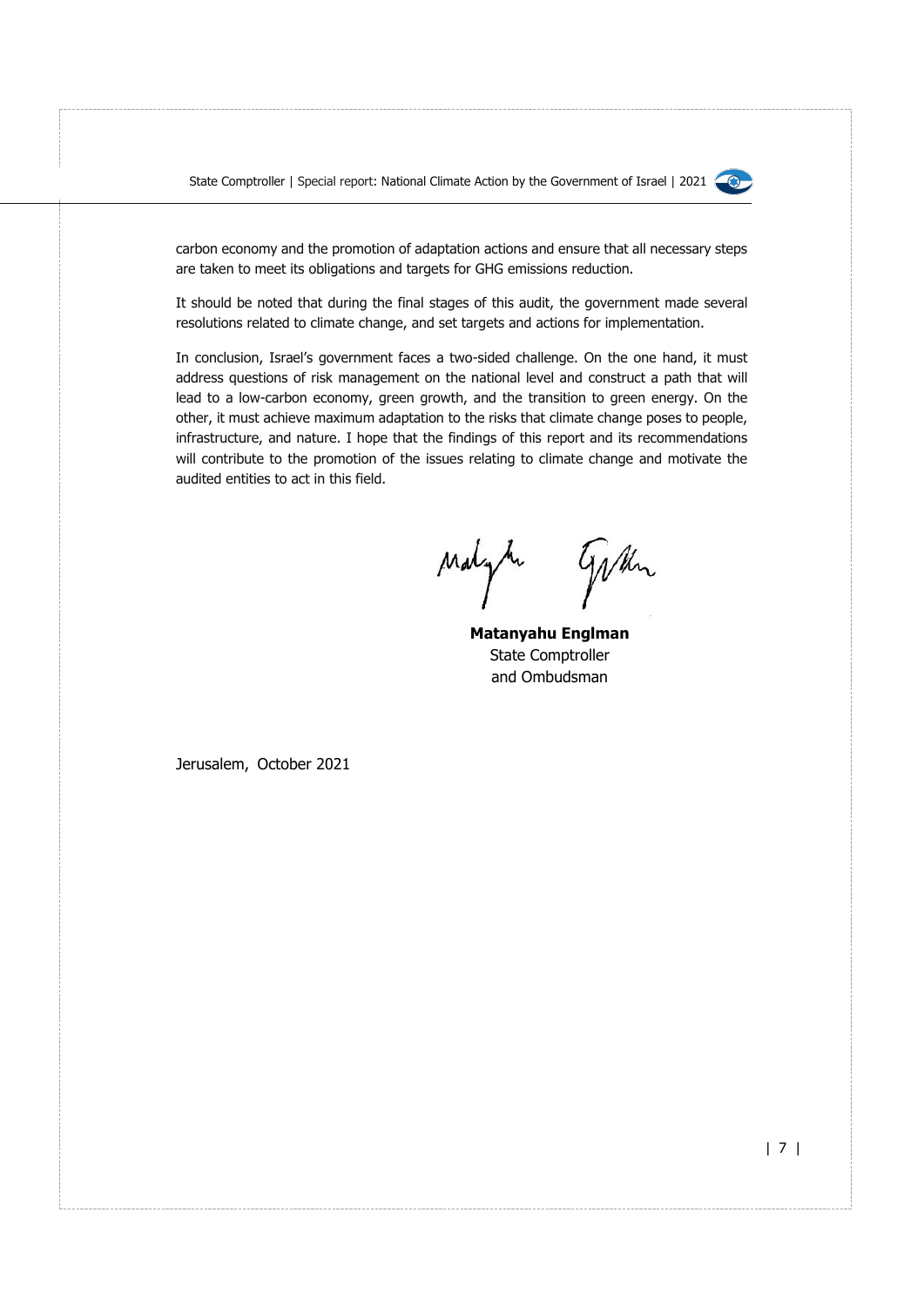carbon economy and the promotion of adaptation actions and ensure that all necessary steps are taken to meet its obligations and targets for GHG emissions reduction.

It should be noted that during the final stages of this audit, the government made several resolutions related to climate change, and set targets and actions for implementation.

In conclusion, Israel's government faces a two-sided challenge. On the one hand, it must address questions of risk management on the national level and construct a path that will lead to a low-carbon economy, green growth, and the transition to green energy. On the other, it must achieve maximum adaptation to the risks that climate change poses to people, infrastructure, and nature. I hope that the findings of this report and its recommendations will contribute to the promotion of the issues relating to climate change and motivate the audited entities to act in this field.

**Matanyahu Englman**
State Comptroller
and Ombudsman

Jerusalem, October 2021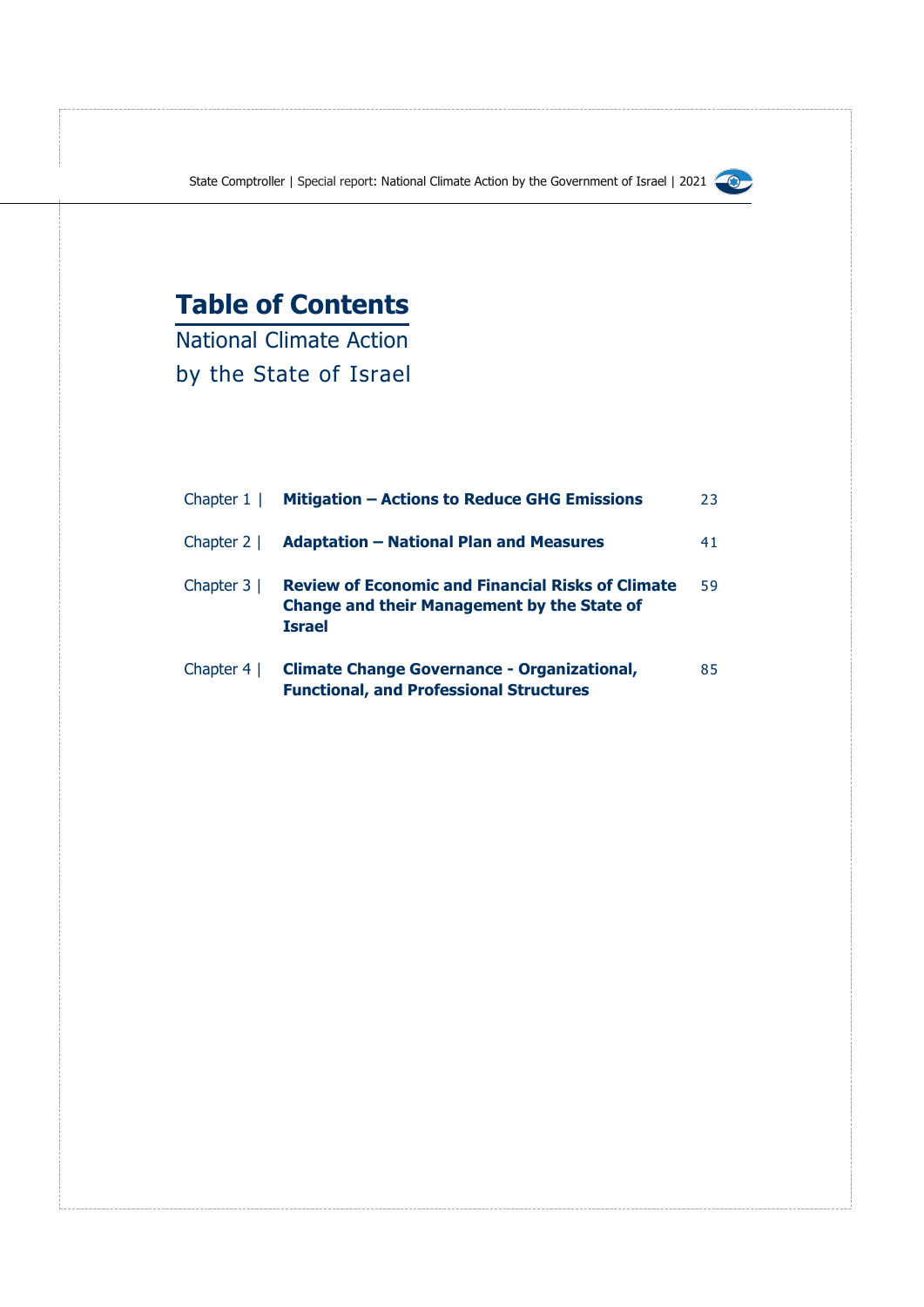# Table of Contents

National Climate Action
by the State of Israel

| | | |
|---|---|---|
| Chapter 1 \| | **Mitigation – Actions to Reduce GHG Emissions** | 23 |
| Chapter 2 \| | **Adaptation – National Plan and Measures** | 41 |
| Chapter 3 \| | **Review of Economic and Financial Risks of Climate Change and their Management by the State of Israel** | 59 |
| Chapter 4 \| | **Climate Change Governance - Organizational, Functional, and Professional Structures** | 85 |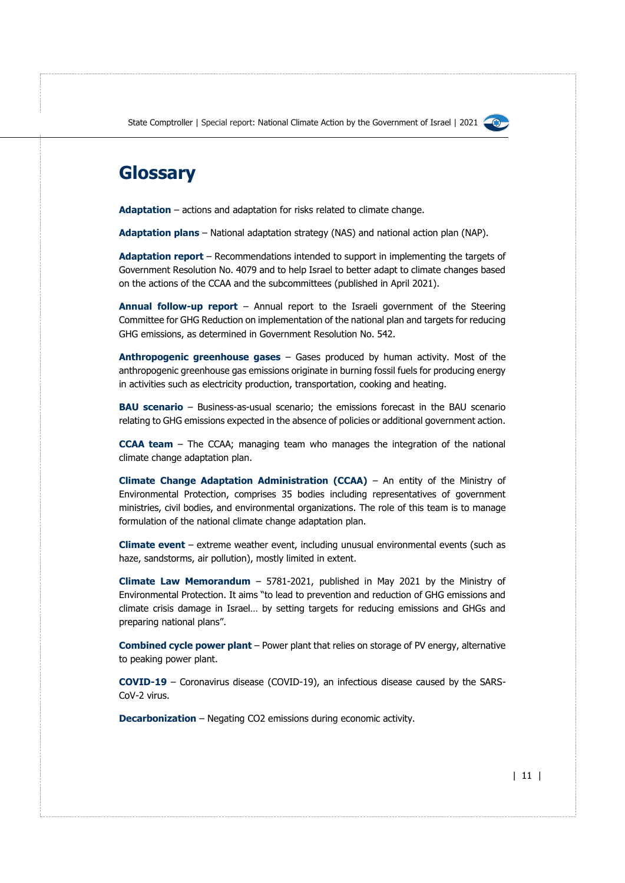# Glossary

**Adaptation** – actions and adaptation for risks related to climate change.

**Adaptation plans** – National adaptation strategy (NAS) and national action plan (NAP).

**Adaptation report** – Recommendations intended to support in implementing the targets of Government Resolution No. 4079 and to help Israel to better adapt to climate changes based on the actions of the CCAA and the subcommittees (published in April 2021).

**Annual follow-up report** – Annual report to the Israeli government of the Steering Committee for GHG Reduction on implementation of the national plan and targets for reducing GHG emissions, as determined in Government Resolution No. 542.

**Anthropogenic greenhouse gases** – Gases produced by human activity. Most of the anthropogenic greenhouse gas emissions originate in burning fossil fuels for producing energy in activities such as electricity production, transportation, cooking and heating.

**BAU scenario** – Business-as-usual scenario; the emissions forecast in the BAU scenario relating to GHG emissions expected in the absence of policies or additional government action.

**CCAA team** – The CCAA; managing team who manages the integration of the national climate change adaptation plan.

**Climate Change Adaptation Administration (CCAA)** – An entity of the Ministry of Environmental Protection, comprises 35 bodies including representatives of government ministries, civil bodies, and environmental organizations. The role of this team is to manage formulation of the national climate change adaptation plan.

**Climate event** – extreme weather event, including unusual environmental events (such as haze, sandstorms, air pollution), mostly limited in extent.

**Climate Law Memorandum** – 5781-2021, published in May 2021 by the Ministry of Environmental Protection. It aims "to lead to prevention and reduction of GHG emissions and climate crisis damage in Israel… by setting targets for reducing emissions and GHGs and preparing national plans".

**Combined cycle power plant** – Power plant that relies on storage of PV energy, alternative to peaking power plant.

**COVID-19** – Coronavirus disease (COVID-19), an infectious disease caused by the SARS-CoV-2 virus.

**Decarbonization** – Negating CO2 emissions during economic activity.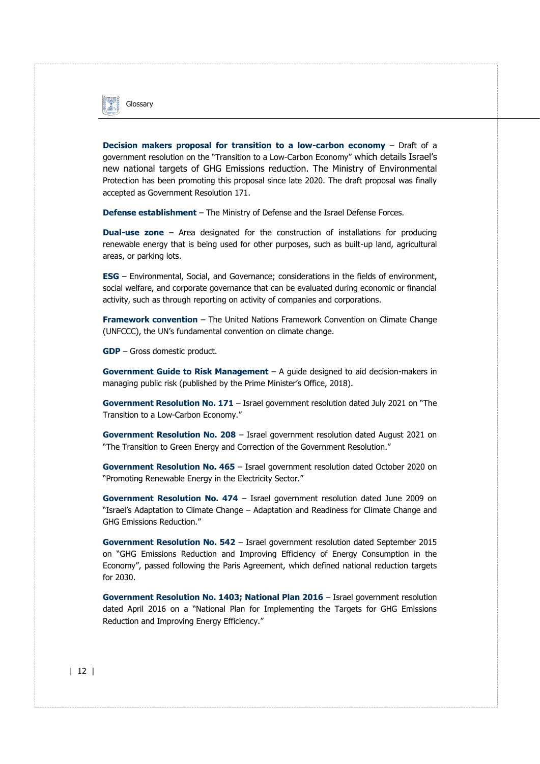**Decision makers proposal for transition to a low-carbon economy** – Draft of a government resolution on the "Transition to a Low-Carbon Economy" which details Israel's new national targets of GHG Emissions reduction. The Ministry of Environmental Protection has been promoting this proposal since late 2020. The draft proposal was finally accepted as Government Resolution 171.

**Defense establishment** – The Ministry of Defense and the Israel Defense Forces.

**Dual-use zone** – Area designated for the construction of installations for producing renewable energy that is being used for other purposes, such as built-up land, agricultural areas, or parking lots.

**ESG** – Environmental, Social, and Governance; considerations in the fields of environment, social welfare, and corporate governance that can be evaluated during economic or financial activity, such as through reporting on activity of companies and corporations.

**Framework convention** – The United Nations Framework Convention on Climate Change (UNFCCC), the UN's fundamental convention on climate change.

**GDP** – Gross domestic product.

**Government Guide to Risk Management** – A guide designed to aid decision-makers in managing public risk (published by the Prime Minister's Office, 2018).

**Government Resolution No. 171** – Israel government resolution dated July 2021 on "The Transition to a Low-Carbon Economy."

**Government Resolution No. 208** – Israel government resolution dated August 2021 on "The Transition to Green Energy and Correction of the Government Resolution."

**Government Resolution No. 465** – Israel government resolution dated October 2020 on "Promoting Renewable Energy in the Electricity Sector."

**Government Resolution No. 474** – Israel government resolution dated June 2009 on "Israel's Adaptation to Climate Change – Adaptation and Readiness for Climate Change and GHG Emissions Reduction."

**Government Resolution No. 542** – Israel government resolution dated September 2015 on "GHG Emissions Reduction and Improving Efficiency of Energy Consumption in the Economy", passed following the Paris Agreement, which defined national reduction targets for 2030.

**Government Resolution No. 1403; National Plan 2016** – Israel government resolution dated April 2016 on a "National Plan for Implementing the Targets for GHG Emissions Reduction and Improving Energy Efficiency."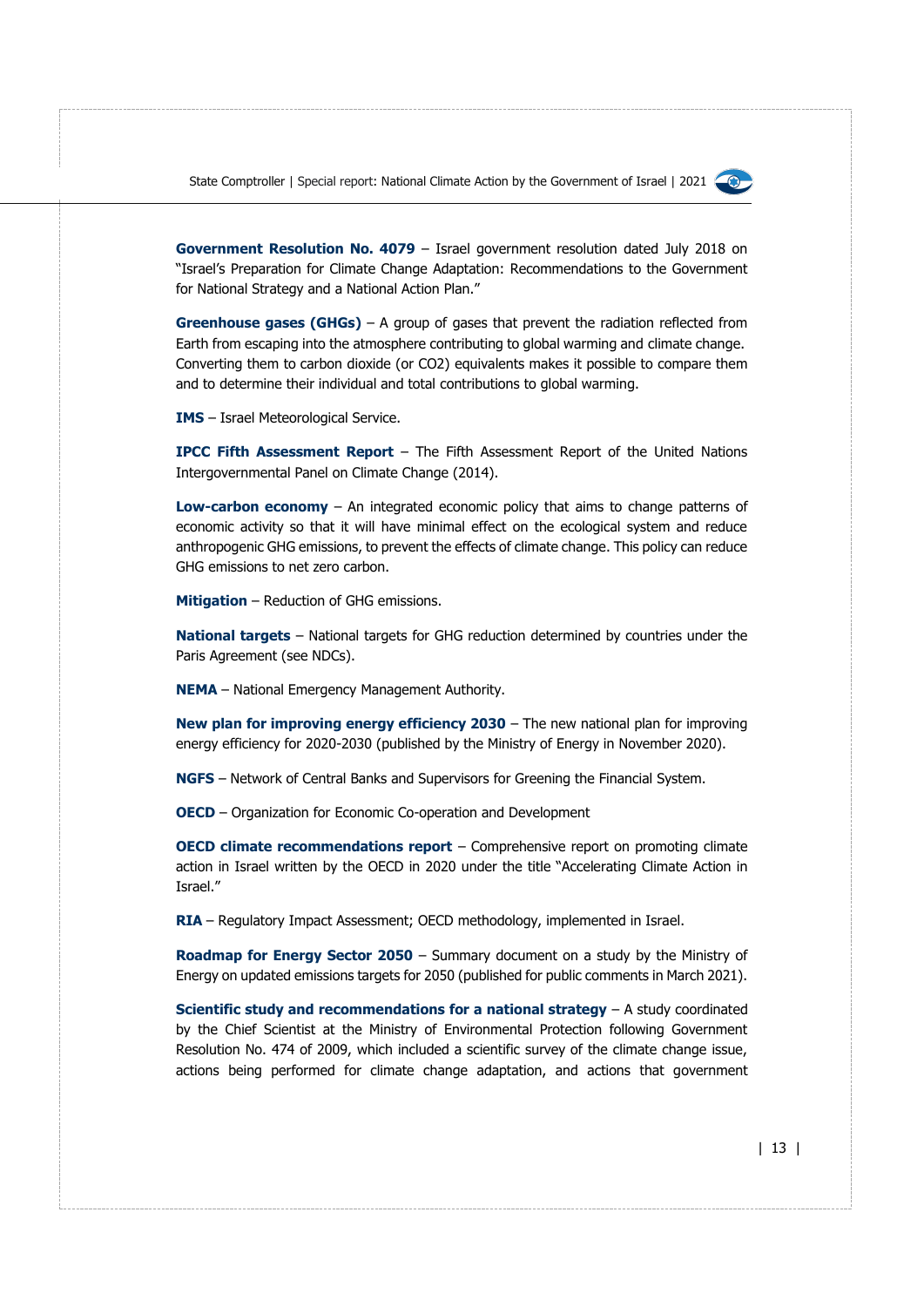**Government Resolution No. 4079** – Israel government resolution dated July 2018 on "Israel's Preparation for Climate Change Adaptation: Recommendations to the Government for National Strategy and a National Action Plan."

**Greenhouse gases (GHGs)** – A group of gases that prevent the radiation reflected from Earth from escaping into the atmosphere contributing to global warming and climate change. Converting them to carbon dioxide (or CO2) equivalents makes it possible to compare them and to determine their individual and total contributions to global warming.

**IMS** – Israel Meteorological Service.

**IPCC Fifth Assessment Report** – The Fifth Assessment Report of the United Nations Intergovernmental Panel on Climate Change (2014).

**Low-carbon economy** – An integrated economic policy that aims to change patterns of economic activity so that it will have minimal effect on the ecological system and reduce anthropogenic GHG emissions, to prevent the effects of climate change. This policy can reduce GHG emissions to net zero carbon.

**Mitigation** – Reduction of GHG emissions.

**National targets** – National targets for GHG reduction determined by countries under the Paris Agreement (see NDCs).

**NEMA** – National Emergency Management Authority.

**New plan for improving energy efficiency 2030** – The new national plan for improving energy efficiency for 2020-2030 (published by the Ministry of Energy in November 2020).

**NGFS** – Network of Central Banks and Supervisors for Greening the Financial System.

**OECD** – Organization for Economic Co-operation and Development

**OECD climate recommendations report** – Comprehensive report on promoting climate action in Israel written by the OECD in 2020 under the title "Accelerating Climate Action in Israel."

**RIA** – Regulatory Impact Assessment; OECD methodology, implemented in Israel.

**Roadmap for Energy Sector 2050** – Summary document on a study by the Ministry of Energy on updated emissions targets for 2050 (published for public comments in March 2021).

**Scientific study and recommendations for a national strategy** – A study coordinated by the Chief Scientist at the Ministry of Environmental Protection following Government Resolution No. 474 of 2009, which included a scientific survey of the climate change issue, actions being performed for climate change adaptation, and actions that government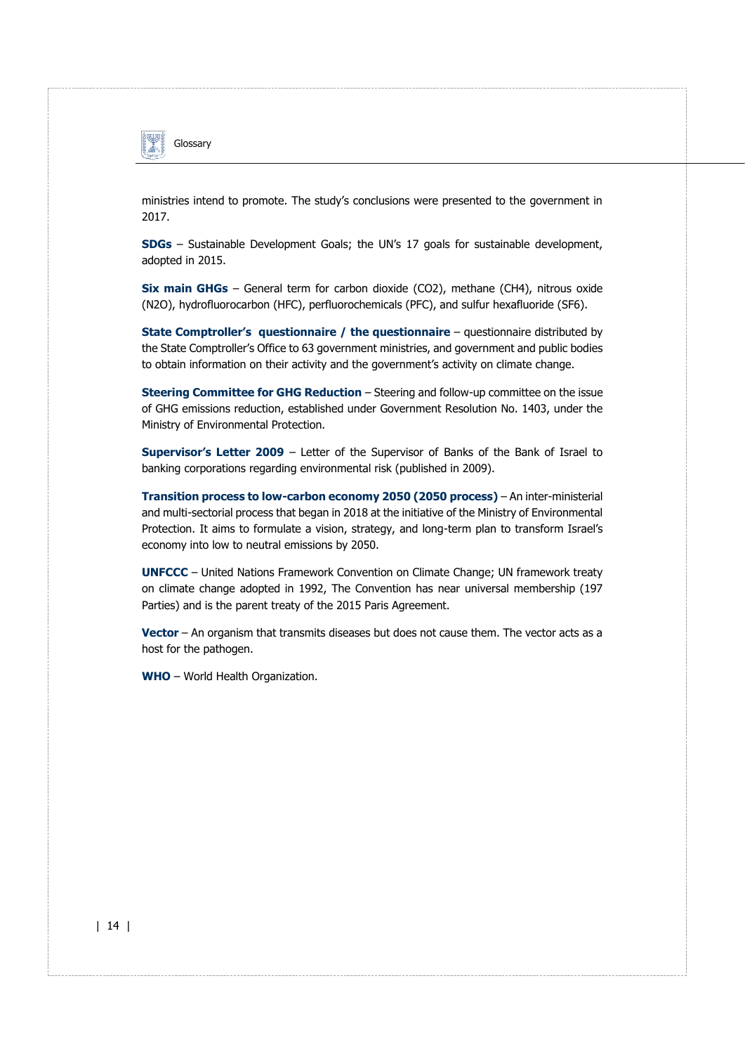ministries intend to promote. The study's conclusions were presented to the government in 2017.

**SDGs** – Sustainable Development Goals; the UN's 17 goals for sustainable development, adopted in 2015.

**Six main GHGs** – General term for carbon dioxide ($CO_2$), methane ($CH_4$), nitrous oxide ($N_2O$), hydrofluorocarbon (HFC), perfluorochemicals (PFC), and sulfur hexafluoride ($SF_6$).

**State Comptroller's questionnaire / the questionnaire** – questionnaire distributed by the State Comptroller's Office to 63 government ministries, and government and public bodies to obtain information on their activity and the government's activity on climate change.

**Steering Committee for GHG Reduction** – Steering and follow-up committee on the issue of GHG emissions reduction, established under Government Resolution No. 1403, under the Ministry of Environmental Protection.

**Supervisor's Letter 2009** – Letter of the Supervisor of Banks of the Bank of Israel to banking corporations regarding environmental risk (published in 2009).

**Transition process to low-carbon economy 2050 (2050 process)** – An inter-ministerial and multi-sectorial process that began in 2018 at the initiative of the Ministry of Environmental Protection. It aims to formulate a vision, strategy, and long-term plan to transform Israel's economy into low to neutral emissions by 2050.

**UNFCCC** – United Nations Framework Convention on Climate Change; UN framework treaty on climate change adopted in 1992, The Convention has near universal membership (197 Parties) and is the parent treaty of the 2015 Paris Agreement.

**Vector** – An organism that transmits diseases but does not cause them. The vector acts as a host for the pathogen.

**WHO** – World Health Organization.